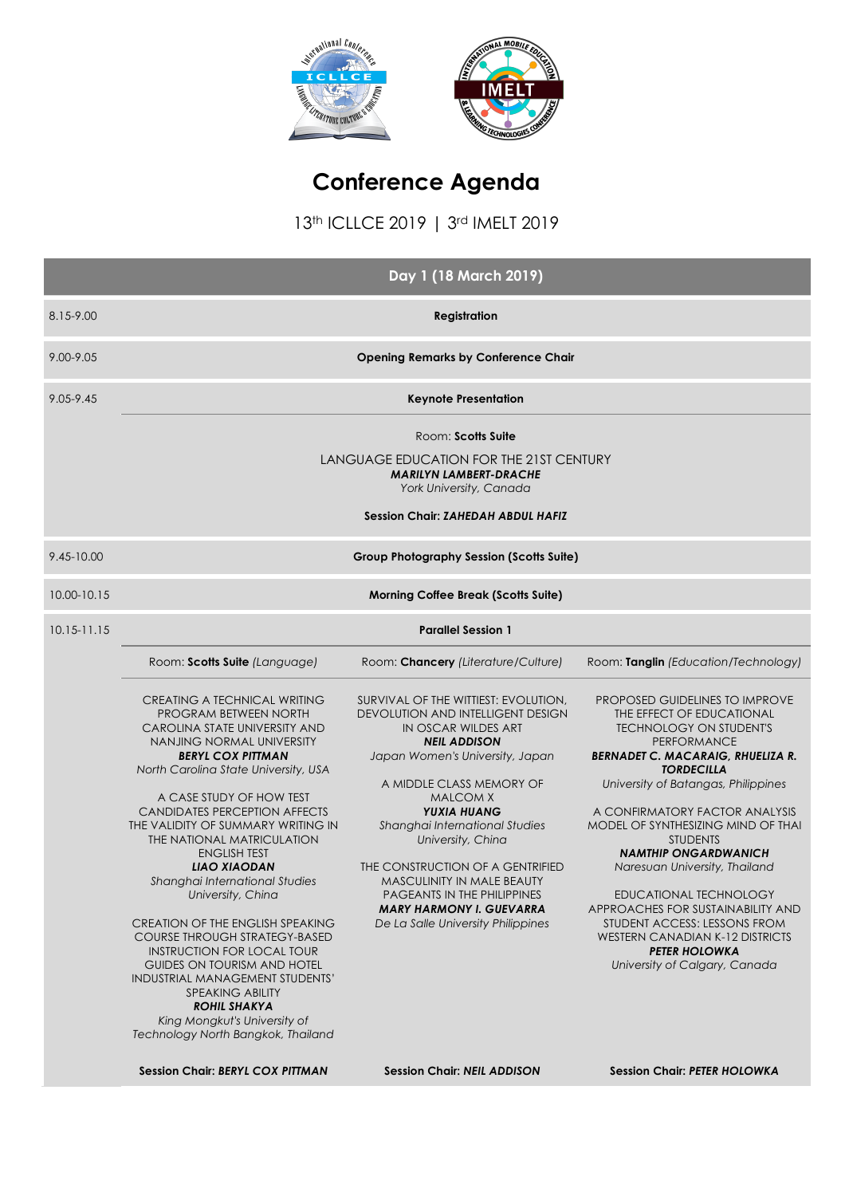# Conference Agenda

13th ICLLCE 2019 | 3rd IMELT 2019

## Day 1 (18 March 2019)

| Time | Session |
|---|---|
| 8.15-9.00 | **Registration** |
| 9.00-9.05 | **Opening Remarks by Conference Chair** |
| 9.05-9.45 | **Keynote Presentation** |
| 9.45-10.00 | **Group Photography Session (Scotts Suite)** |
| 10.00-10.15 | **Morning Coffee Break (Scotts Suite)** |
| 10.15-11.15 | **Parallel Session 1** |

### 9.05-9.45 Keynote Presentation

Room: **Scotts Suite**

LANGUAGE EDUCATION FOR THE 21ST CENTURY
***MARILYN LAMBERT-DRACHE***
*York University, Canada*

**Session Chair: *ZAHEDAH ABDUL HAFIZ***

### 10.15-11.15 Parallel Session 1

| Room: **Scotts Suite** *(Language)* | Room: **Chancery** *(Literature/Culture)* | Room: **Tanglin** *(Education/Technology)* |
|---|---|---|
| CREATING A TECHNICAL WRITING PROGRAM BETWEEN NORTH CAROLINA STATE UNIVERSITY AND NANJING NORMAL UNIVERSITY<br>***BERYL COX PITTMAN***<br>*North Carolina State University, USA* | SURVIVAL OF THE WITTIEST: EVOLUTION, DEVOLUTION AND INTELLIGENT DESIGN IN OSCAR WILDES ART<br>***NEIL ADDISON***<br>*Japan Women's University, Japan* | PROPOSED GUIDELINES TO IMPROVE THE EFFECT OF EDUCATIONAL TECHNOLOGY ON STUDENT'S PERFORMANCE<br>***BERNADET C. MACARAIG, RHUELIZA R. TORDECILLA***<br>*University of Batangas, Philippines* |
| A CASE STUDY OF HOW TEST CANDIDATES PERCEPTION AFFECTS THE VALIDITY OF SUMMARY WRITING IN THE NATIONAL MATRICULATION ENGLISH TEST<br>***LIAO XIAODAN***<br>*Shanghai International Studies University, China* | A MIDDLE CLASS MEMORY OF MALCOM X<br>***YUXIA HUANG***<br>*Shanghai International Studies University, China* | A CONFIRMATORY FACTOR ANALYSIS MODEL OF SYNTHESIZING MIND OF THAI STUDENTS<br>***NAMTHIP ONGARDWANICH***<br>*Naresuan University, Thailand* |
| CREATION OF THE ENGLISH SPEAKING COURSE THROUGH STRATEGY-BASED INSTRUCTION FOR LOCAL TOUR GUIDES ON TOURISM AND HOTEL INDUSTRIAL MANAGEMENT STUDENTS' SPEAKING ABILITY<br>***ROHIL SHAKYA***<br>*King Mongkut's University of Technology North Bangkok, Thailand* | THE CONSTRUCTION OF A GENTRIFIED MASCULINITY IN MALE BEAUTY PAGEANTS IN THE PHILIPPINES<br>***MARY HARMONY I. GUEVARRA***<br>*De La Salle University Philippines* | EDUCATIONAL TECHNOLOGY APPROACHES FOR SUSTAINABILITY AND STUDENT ACCESS: LESSONS FROM WESTERN CANADIAN K-12 DISTRICTS<br>***PETER HOLOWKA***<br>*University of Calgary, Canada* |
| **Session Chair: *BERYL COX PITTMAN*** | **Session Chair: *NEIL ADDISON*** | **Session Chair: *PETER HOLOWKA*** |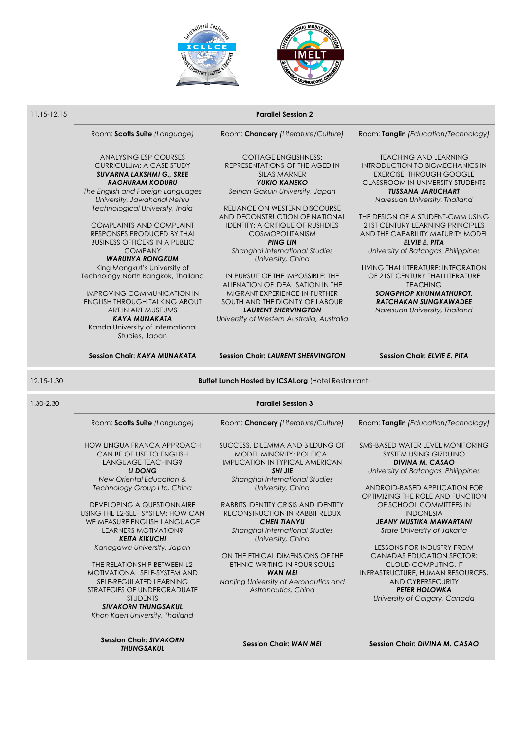**11.15-12.15 — Parallel Session 2**

**Room: Scotts Suite** *(Language)*

ANALYSING ESP COURSES CURRICULUM: A CASE STUDY
***SUVARNA LAKSHMI G., SREE RAGHURAM KODURU***
*The English and Foreign Languages University, Jawaharlal Nehru Technological University, India*

COMPLAINTS AND COMPLAINT RESPONSES PRODUCED BY THAI BUSINESS OFFICERS IN A PUBLIC COMPANY
***WARUNYA RONGKUM***
King Mongkut's University of Technology North Bangkok, Thailand

IMPROVING COMMUNICATION IN ENGLISH THROUGH TALKING ABOUT ART IN ART MUSEUMS
***KAYA MUNAKATA***
Kanda University of International Studies, Japan

**Session Chair: *KAYA MUNAKATA***

**Room: Chancery** *(Literature/Culture)*

COTTAGE ENGLISHNESS: REPRESENTATIONS OF THE AGED IN SILAS MARNER
***YUKIO KANEKO***
*Seinan Gakuin University, Japan*

RELIANCE ON WESTERN DISCOURSE AND DECONSTRUCTION OF NATIONAL IDENTITY: A CRITIQUE OF RUSHDIES COSMOPOLITANISM
***PING LIN***
*Shanghai International Studies University, China*

IN PURSUIT OF THE IMPOSSIBLE: THE ALIENATION OF IDEALISATION IN THE MIGRANT EXPERIENCE IN FURTHER SOUTH AND THE DIGNITY OF LABOUR
***LAURENT SHERVINGTON***
*University of Western Australia, Australia*

**Session Chair: *LAURENT SHERVINGTON***

**Room: Tanglin** *(Education/Technology)*

TEACHING AND LEARNING INTRODUCTION TO BIOMECHANICS IN EXERCISE THROUGH GOOGLE CLASSROOM IN UNIVERSITY STUDENTS
***TUSSANA JARUCHART***
*Naresuan University, Thailand*

THE DESIGN OF A STUDENT-CMM USING 21ST CENTURY LEARNING PRINCIPLES AND THE CAPABILITY MATURITY MODEL
***ELVIE E. PITA***
*University of Batangas, Philippines*

LIVING THAI LITERATURE: INTEGRATION OF 21ST CENTURY THAI LITERATURE TEACHING
***SONGPHOP KHUNMATHUROT, RATCHAKAN SUNGKAWADEE***
*Naresuan University, Thailand*

**Session Chair: *ELVIE E. PITA***

**12.15-1.30 — Buffet Lunch Hosted by ICSAI.org** (Hotel Restaurant)

**1.30-2.30 — Parallel Session 3**

**Room: Scotts Suite** *(Language)*

HOW LINGUA FRANCA APPROACH CAN BE OF USE TO ENGLISH LANGUAGE TEACHING?
***LI DONG***
*New Oriental Education & Technology Group Ltc, China*

DEVELOPING A QUESTIONNAIRE USING THE L2-SELF SYSTEM: HOW CAN WE MEASURE ENGLISH LANGUAGE LEARNERS MOTIVATION?
***KEITA KIKUCHI***
*Kanagawa University, Japan*

THE RELATIONSHIP BETWEEN L2 MOTIVATIONAL SELF-SYSTEM AND SELF-REGULATED LEARNING STRATEGIES OF UNDERGRADUATE STUDENTS
***SIVAKORN THUNGSAKUL***
*Khon Kaen University, Thailand*

**Session Chair: *SIVAKORN THUNGSAKUL***

**Room: Chancery** *(Literature/Culture)*

SUCCESS, DILEMMA AND BILDUNG OF MODEL MINORITY: POLITICAL IMPLICATION IN TYPICAL AMERICAN
***SHI JIE***
*Shanghai International Studies University, China*

RABBITS IDENTITY CRISIS AND IDENTITY RECONSTRUCTION IN RABBIT REDUX
***CHEN TIANYU***
*Shanghai International Studies University, China*

ON THE ETHICAL DIMENSIONS OF THE ETHNIC WRITING IN FOUR SOULS
***WAN MEI***
*Nanjing University of Aeronautics and Astronautics, China*

**Session Chair: *WAN MEI***

**Room: Tanglin** *(Education/Technology)*

SMS-BASED WATER LEVEL MONITORING SYSTEM USING GIZDUINO
***DIVINA M. CASAO***
*University of Batangas, Philippines*

ANDROID-BASED APPLICATION FOR OPTIMIZING THE ROLE AND FUNCTION OF SCHOOL COMMITTEES IN INDONESIA
***JEANY MUSTIKA MAWARTANI***
*State University of Jakarta*

LESSONS FOR INDUSTRY FROM CANADAS EDUCATION SECTOR: CLOUD COMPUTING, IT INFRASTRUCTURE, HUMAN RESOURCES, AND CYBERSECURITY
***PETER HOLOWKA***
*University of Calgary, Canada*

**Session Chair: *DIVINA M. CASAO***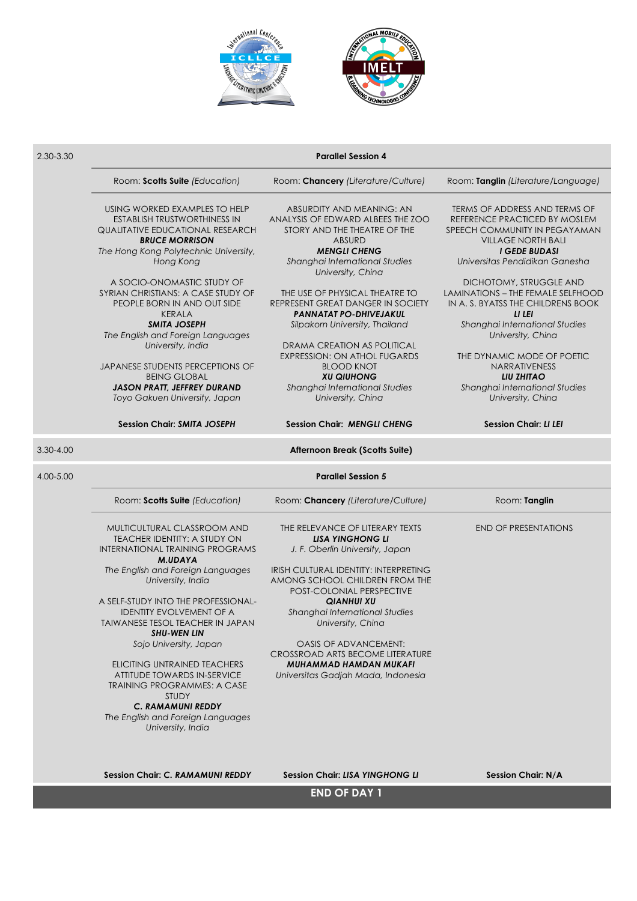| | | | |
|---|---|---|---|
| 2.30-3.30 | **Parallel Session 4** | | |
| | Room: **Scotts Suite** *(Education)* | Room: **Chancery** *(Literature/Culture)* | Room: **Tanglin** *(Literature/Language)* |
| | USING WORKED EXAMPLES TO HELP ESTABLISH TRUSTWORTHINESS IN QUALITATIVE EDUCATIONAL RESEARCH<br>***BRUCE MORRISON***<br>*The Hong Kong Polytechnic University, Hong Kong*<br><br>A SOCIO-ONOMASTIC STUDY OF SYRIAN CHRISTIANS: A CASE STUDY OF PEOPLE BORN IN AND OUT SIDE KERALA<br>***SMITA JOSEPH***<br>*The English and Foreign Languages University, India*<br><br>JAPANESE STUDENTS PERCEPTIONS OF BEING GLOBAL<br>***JASON PRATT, JEFFREY DURAND***<br>*Toyo Gakuen University, Japan* | ABSURDITY AND MEANING: AN ANALYSIS OF EDWARD ALBEES THE ZOO STORY AND THE THEATRE OF THE ABSURD<br>***MENGLI CHENG***<br>*Shanghai International Studies University, China*<br><br>THE USE OF PHYSICAL THEATRE TO REPRESENT GREAT DANGER IN SOCIETY<br>***PANNATAT PO-DHIVEJAKUL***<br>*Silpakorn University, Thailand*<br><br>DRAMA CREATION AS POLITICAL EXPRESSION: ON ATHOL FUGARDS BLOOD KNOT<br>***XU QIUHONG***<br>*Shanghai International Studies University, China* | TERMS OF ADDRESS AND TERMS OF REFERENCE PRACTICED BY MOSLEM SPEECH COMMUNITY IN PEGAYAMAN VILLAGE NORTH BALI<br>***I GEDE BUDASI***<br>*Universitas Pendidikan Ganesha*<br><br>DICHOTOMY, STRUGGLE AND LAMINATIONS – THE FEMALE SELFHOOD IN A. S. BYATSS THE CHILDRENS BOOK<br>***LI LEI***<br>*Shanghai International Studies University, China*<br><br>THE DYNAMIC MODE OF POETIC NARRATIVENESS<br>***LIU ZHITAO***<br>*Shanghai International Studies University, China* |
| | **Session Chair: *SMITA JOSEPH*** | **Session Chair: *MENGLI CHENG*** | **Session Chair: *LI LEI*** |
| 3.30-4.00 | **Afternoon Break (Scotts Suite)** | | |
| 4.00-5.00 | **Parallel Session 5** | | |
| | Room: **Scotts Suite** *(Education)* | Room: **Chancery** *(Literature/Culture)* | Room: **Tanglin** |
| | MULTICULTURAL CLASSROOM AND TEACHER IDENTITY: A STUDY ON INTERNATIONAL TRAINING PROGRAMS<br>***M.UDAYA***<br>*The English and Foreign Languages University, India*<br><br>A SELF-STUDY INTO THE PROFESSIONAL-IDENTITY EVOLVEMENT OF A TAIWANESE TESOL TEACHER IN JAPAN<br>***SHU-WEN LIN***<br>*Sojo University, Japan*<br><br>ELICITING UNTRAINED TEACHERS ATTITUDE TOWARDS IN-SERVICE TRAINING PROGRAMMES: A CASE STUDY<br>***C. RAMAMUNI REDDY***<br>*The English and Foreign Languages University, India* | THE RELEVANCE OF LITERARY TEXTS<br>***LISA YINGHONG LI***<br>*J. F. Oberlin University, Japan*<br><br>IRISH CULTURAL IDENTITY: INTERPRETING AMONG SCHOOL CHILDREN FROM THE POST-COLONIAL PERSPECTIVE<br>***QIANHUI XU***<br>*Shanghai International Studies University, China*<br><br>OASIS OF ADVANCEMENT: CROSSROAD ARTS BECOME LITERATURE<br>***MUHAMMAD HAMDAN MUKAFI***<br>*Universitas Gadjah Mada, Indonesia* | END OF PRESENTATIONS |
| | **Session Chair: *C. RAMAMUNI REDDY*** | **Session Chair: *LISA YINGHONG LI*** | **Session Chair: N/A** |

**END OF DAY 1**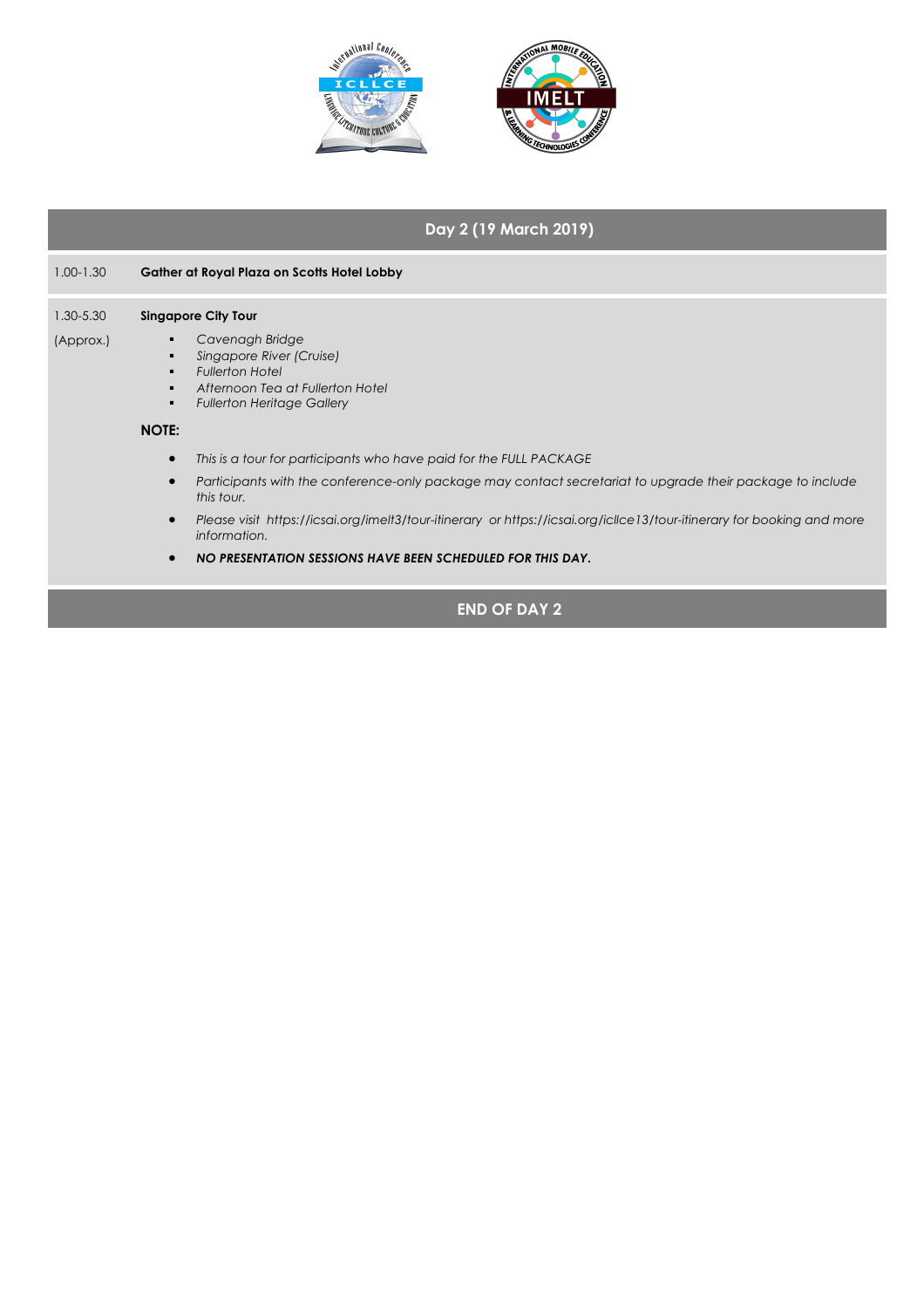## Day 2 (19 March 2019)

1.00-1.30 **Gather at Royal Plaza on Scotts Hotel Lobby**

1.30-5.30 (Approx.) **Singapore City Tour**

- *Cavenagh Bridge*
- *Singapore River (Cruise)*
- *Fullerton Hotel*
- *Afternoon Tea at Fullerton Hotel*
- *Fullerton Heritage Gallery*

**NOTE:**

- *This is a tour for participants who have paid for the FULL PACKAGE*
- *Participants with the conference-only package may contact secretariat to upgrade their package to include this tour.*
- *Please visit https://icsai.org/imelt3/tour-itinerary or https://icsai.org/icllce13/tour-itinerary for booking and more information.*
- ***NO PRESENTATION SESSIONS HAVE BEEN SCHEDULED FOR THIS DAY.***

**END OF DAY 2**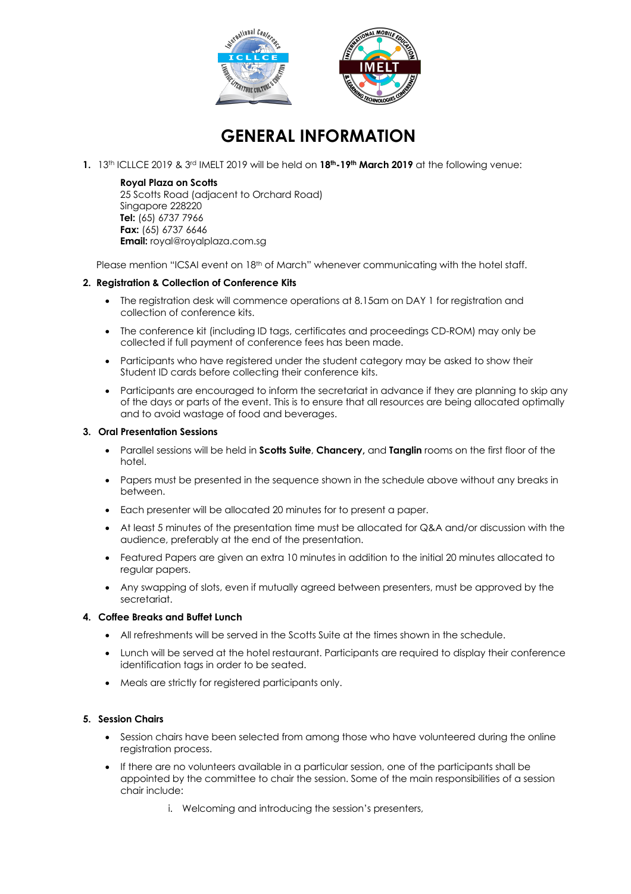# GENERAL INFORMATION

1. 13th ICLLCE 2019 & 3rd IMELT 2019 will be held on **18th-19th March 2019** at the following venue:

   **Royal Plaza on Scotts**
   25 Scotts Road (adjacent to Orchard Road)
   Singapore 228220
   **Tel:** (65) 6737 7966
   **Fax:** (65) 6737 6646
   **Email:** royal@royalplaza.com.sg

   Please mention "ICSAI event on 18th of March" whenever communicating with the hotel staff.

2. **Registration & Collection of Conference Kits**

   - The registration desk will commence operations at 8.15am on DAY 1 for registration and collection of conference kits.
   - The conference kit (including ID tags, certificates and proceedings CD-ROM) may only be collected if full payment of conference fees has been made.
   - Participants who have registered under the student category may be asked to show their Student ID cards before collecting their conference kits.
   - Participants are encouraged to inform the secretariat in advance if they are planning to skip any of the days or parts of the event. This is to ensure that all resources are being allocated optimally and to avoid wastage of food and beverages.

3. **Oral Presentation Sessions**

   - Parallel sessions will be held in **Scotts Suite**, **Chancery,** and **Tanglin** rooms on the first floor of the hotel.
   - Papers must be presented in the sequence shown in the schedule above without any breaks in between.
   - Each presenter will be allocated 20 minutes for to present a paper.
   - At least 5 minutes of the presentation time must be allocated for Q&A and/or discussion with the audience, preferably at the end of the presentation.
   - Featured Papers are given an extra 10 minutes in addition to the initial 20 minutes allocated to regular papers.
   - Any swapping of slots, even if mutually agreed between presenters, must be approved by the secretariat.

4. **Coffee Breaks and Buffet Lunch**

   - All refreshments will be served in the Scotts Suite at the times shown in the schedule.
   - Lunch will be served at the hotel restaurant. Participants are required to display their conference identification tags in order to be seated.
   - Meals are strictly for registered participants only.

5. **Session Chairs**

   - Session chairs have been selected from among those who have volunteered during the online registration process.
   - If there are no volunteers available in a particular session, one of the participants shall be appointed by the committee to chair the session. Some of the main responsibilities of a session chair include:

     i. Welcoming and introducing the session's presenters,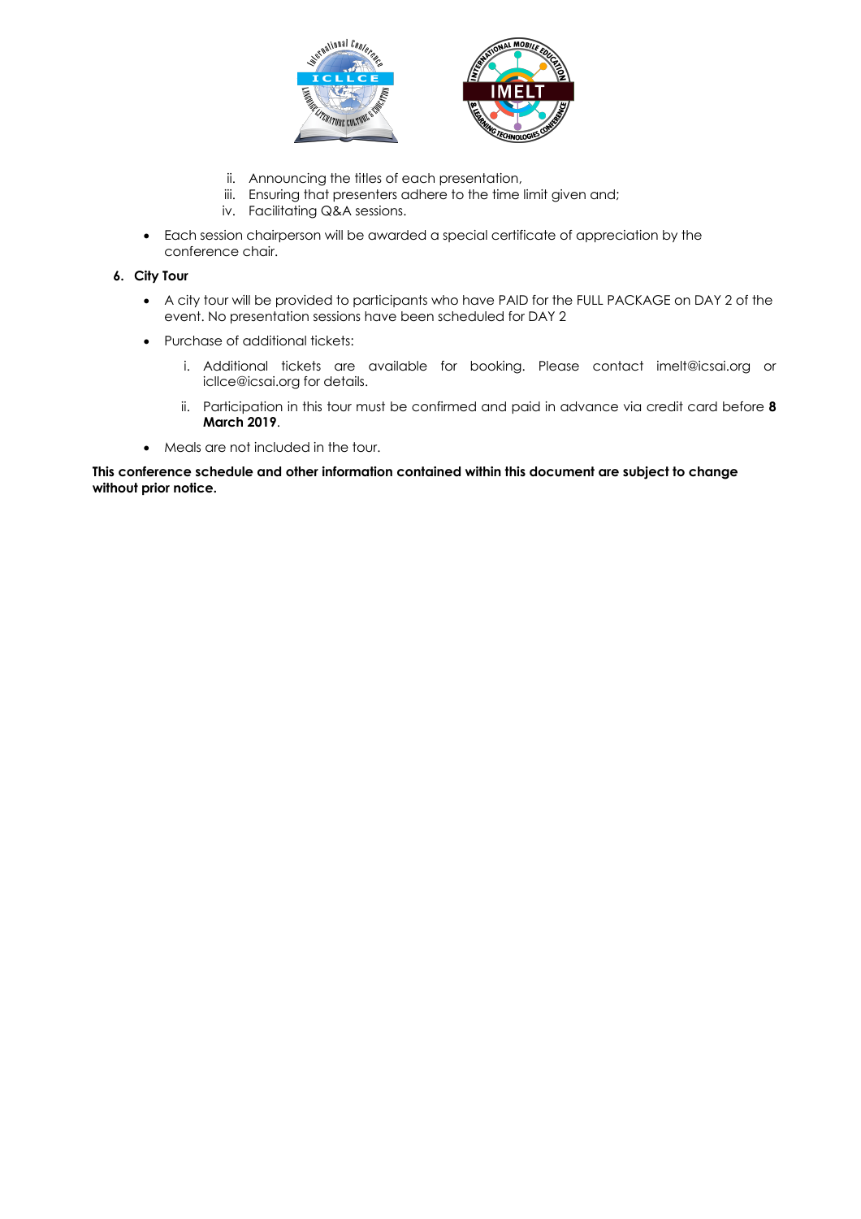ii. Announcing the titles of each presentation,
iii. Ensuring that presenters adhere to the time limit given and;
iv. Facilitating Q&A sessions.

- Each session chairperson will be awarded a special certificate of appreciation by the conference chair.

**6. City Tour**

- A city tour will be provided to participants who have PAID for the FULL PACKAGE on DAY 2 of the event. No presentation sessions have been scheduled for DAY 2
- Purchase of additional tickets:
  i. Additional tickets are available for booking. Please contact imelt@icsai.org or icllce@icsai.org for details.
  ii. Participation in this tour must be confirmed and paid in advance via credit card before **8 March 2019**.
- Meals are not included in the tour.

**This conference schedule and other information contained within this document are subject to change without prior notice.**